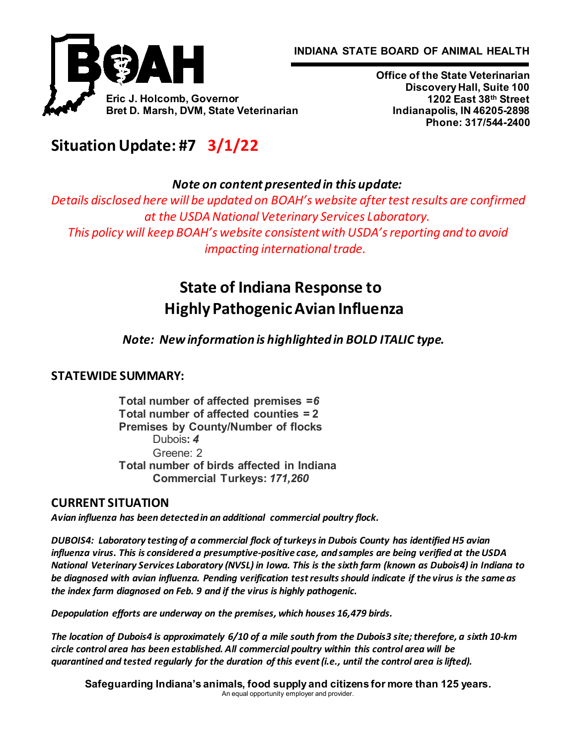INDIANA STATE BOARD OF ANIMAL HEALTH

Eric J. Holcomb, Governor
Bret D. Marsh, DVM, State Veterinarian

Office of the State Veterinarian
Discovery Hall, Suite 100
1202 East 38th Street
Indianapolis, IN 46205-2898
Phone: 317/544-2400

# Situation Update: #7 3/1/22

*Note on content presented in this update:*
*Details disclosed here will be updated on BOAH's website after test results are confirmed at the USDA National Veterinary Services Laboratory.*
*This policy will keep BOAH's website consistent with USDA's reporting and to avoid impacting international trade.*

# State of Indiana Response to Highly Pathogenic Avian Influenza

*Note: New information is highlighted in BOLD ITALIC type.*

## STATEWIDE SUMMARY:

**Total number of affected premises =*6***
**Total number of affected counties = 2**
**Premises by County/Number of flocks**
- Dubois: ***4***
- Greene: 2

**Total number of birds affected in Indiana**
- **Commercial Turkeys: *171,260***

## CURRENT SITUATION

***Avian influenza has been detected in an additional commercial poultry flock.***

***DUBOIS4: Laboratory testing of a commercial flock of turkeys in Dubois County has identified H5 avian influenza virus. This is considered a presumptive-positive case, and samples are being verified at the USDA National Veterinary Services Laboratory (NVSL) in Iowa. This is the sixth farm (known as Dubois4) in Indiana to be diagnosed with avian influenza. Pending verification test results should indicate if the virus is the same as the index farm diagnosed on Feb. 9 and if the virus is highly pathogenic.***

***Depopulation efforts are underway on the premises, which houses 16,479 birds.***

***The location of Dubois4 is approximately 6/10 of a mile south from the Dubois3 site; therefore, a sixth 10-km circle control area has been established. All commercial poultry within this control area will be quarantined and tested regularly for the duration of this event (i.e., until the control area is lifted).***

**Safeguarding Indiana's animals, food supply and citizens for more than 125 years.**
An equal opportunity employer and provider.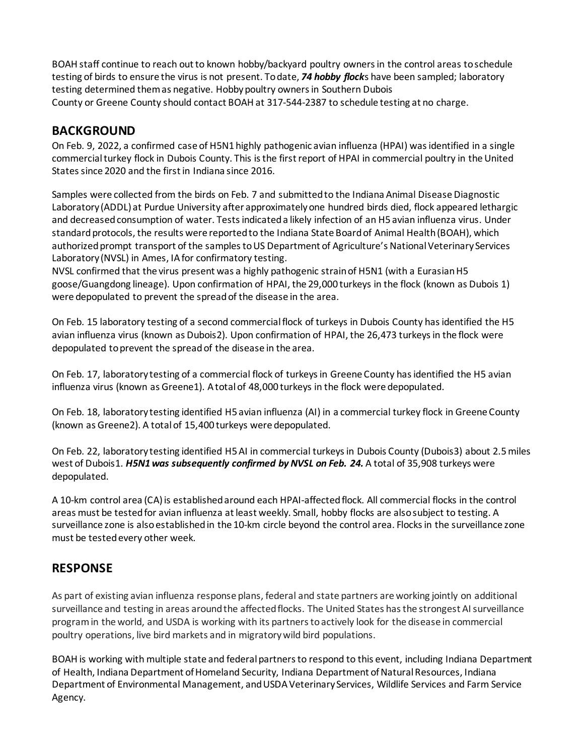BOAH staff continue to reach out to known hobby/backyard poultry owners in the control areas to schedule testing of birds to ensure the virus is not present. To date, ***74 hobby flock***s have been sampled; laboratory testing determined them as negative. Hobby poultry owners in Southern Dubois County or Greene County should contact BOAH at 317-544-2387 to schedule testing at no charge.

## BACKGROUND

On Feb. 9, 2022, a confirmed case of H5N1 highly pathogenic avian influenza (HPAI) was identified in a single commercial turkey flock in Dubois County. This is the first report of HPAI in commercial poultry in the United States since 2020 and the first in Indiana since 2016.

Samples were collected from the birds on Feb. 7 and submitted to the Indiana Animal Disease Diagnostic Laboratory (ADDL) at Purdue University after approximately one hundred birds died, flock appeared lethargic and decreased consumption of water. Tests indicated a likely infection of an H5 avian influenza virus. Under standard protocols, the results were reported to the Indiana State Board of Animal Health (BOAH), which authorized prompt transport of the samples to US Department of Agriculture's National Veterinary Services Laboratory (NVSL) in Ames, IA for confirmatory testing.
NVSL confirmed that the virus present was a highly pathogenic strain of H5N1 (with a Eurasian H5 goose/Guangdong lineage). Upon confirmation of HPAI, the 29,000 turkeys in the flock (known as Dubois 1) were depopulated to prevent the spread of the disease in the area.

On Feb. 15 laboratory testing of a second commercial flock of turkeys in Dubois County has identified the H5 avian influenza virus (known as Dubois2). Upon confirmation of HPAI, the 26,473 turkeys in the flock were depopulated to prevent the spread of the disease in the area.

On Feb. 17, laboratory testing of a commercial flock of turkeys in Greene County has identified the H5 avian influenza virus (known as Greene1). A total of 48,000 turkeys in the flock were depopulated.

On Feb. 18, laboratory testing identified H5 avian influenza (AI) in a commercial turkey flock in Greene County (known as Greene2). A total of 15,400 turkeys were depopulated.

On Feb. 22, laboratory testing identified H5 AI in commercial turkeys in Dubois County (Dubois3) about 2.5 miles west of Dubois1. ***H5N1 was subsequently confirmed by NVSL on Feb. 24.*** A total of 35,908 turkeys were depopulated.

A 10-km control area (CA) is established around each HPAI-affected flock. All commercial flocks in the control areas must be tested for avian influenza at least weekly. Small, hobby flocks are also subject to testing. A surveillance zone is also established in the 10-km circle beyond the control area. Flocks in the surveillance zone must be tested every other week.

## RESPONSE

As part of existing avian influenza response plans, federal and state partners are working jointly on additional surveillance and testing in areas around the affected flocks. The United States has the strongest AI surveillance program in the world, and USDA is working with its partners to actively look for the disease in commercial poultry operations, live bird markets and in migratory wild bird populations.

BOAH is working with multiple state and federal partners to respond to this event, including Indiana Department of Health, Indiana Department of Homeland Security, Indiana Department of Natural Resources, Indiana Department of Environmental Management, and USDA Veterinary Services, Wildlife Services and Farm Service Agency.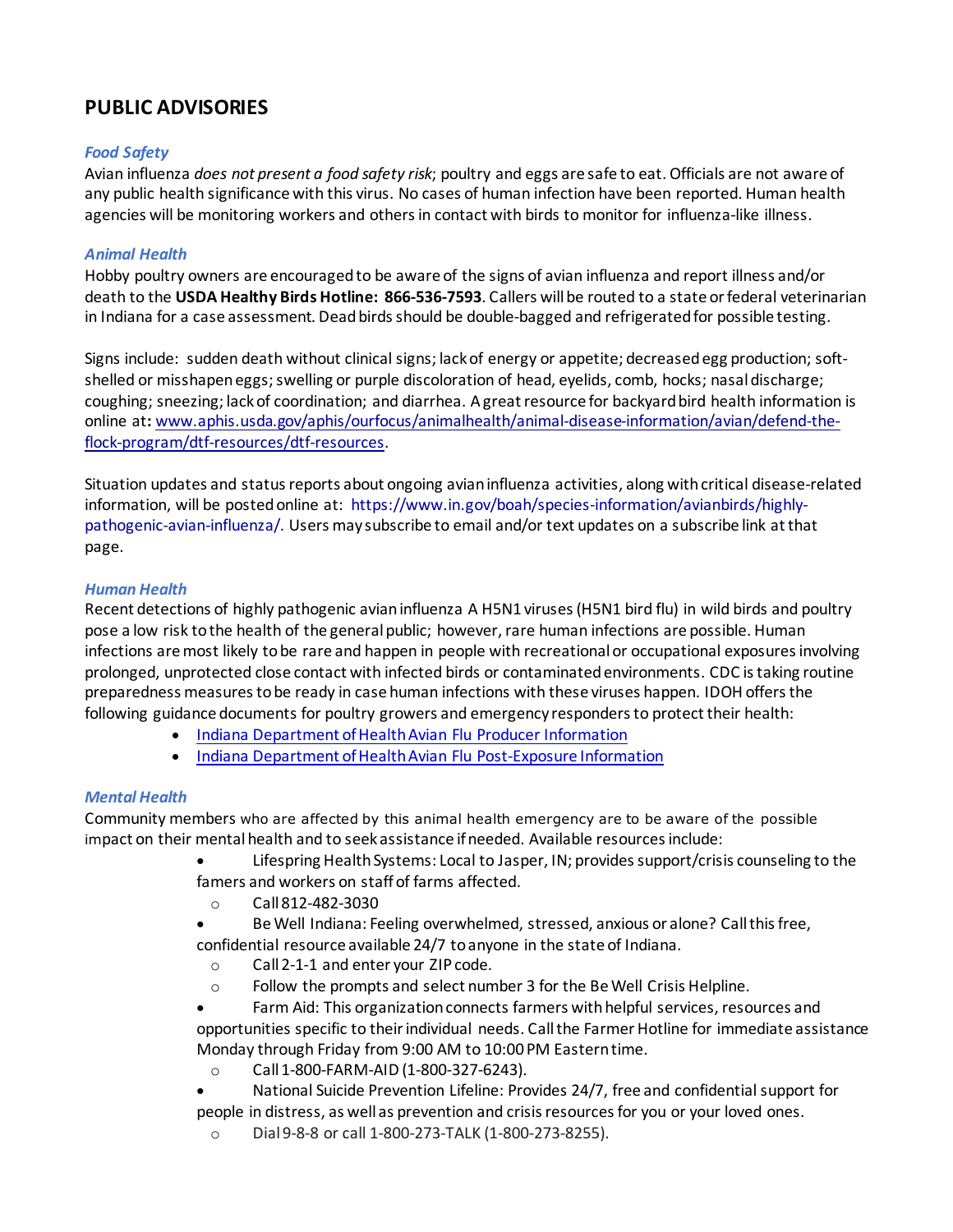## PUBLIC ADVISORIES

### *Food Safety*

Avian influenza *does not present a food safety risk*; poultry and eggs are safe to eat. Officials are not aware of any public health significance with this virus. No cases of human infection have been reported. Human health agencies will be monitoring workers and others in contact with birds to monitor for influenza-like illness.

### *Animal Health*

Hobby poultry owners are encouraged to be aware of the signs of avian influenza and report illness and/or death to the **USDA Healthy Birds Hotline: 866-536-7593**. Callers will be routed to a state or federal veterinarian in Indiana for a case assessment. Dead birds should be double-bagged and refrigerated for possible testing.

Signs include: sudden death without clinical signs; lack of energy or appetite; decreased egg production; soft-shelled or misshapen eggs; swelling or purple discoloration of head, eyelids, comb, hocks; nasal discharge; coughing; sneezing; lack of coordination; and diarrhea. A great resource for backyard bird health information is online at**:** www.aphis.usda.gov/aphis/ourfocus/animalhealth/animal-disease-information/avian/defend-the-flock-program/dtf-resources/dtf-resources.

Situation updates and status reports about ongoing avian influenza activities, along with critical disease-related information, will be posted online at: https://www.in.gov/boah/species-information/avianbirds/highly-pathogenic-avian-influenza/. Users may subscribe to email and/or text updates on a subscribe link at that page.

### *Human Health*

Recent detections of highly pathogenic avian influenza A H5N1 viruses (H5N1 bird flu) in wild birds and poultry pose a low risk to the health of the general public; however, rare human infections are possible. Human infections are most likely to be rare and happen in people with recreational or occupational exposures involving prolonged, unprotected close contact with infected birds or contaminated environments. CDC is taking routine preparedness measures to be ready in case human infections with these viruses happen. IDOH offers the following guidance documents for poultry growers and emergency responders to protect their health:

- Indiana Department of Health Avian Flu Producer Information
- Indiana Department of Health Avian Flu Post-Exposure Information

### *Mental Health*

Community members who are affected by this animal health emergency are to be aware of the possible impact on their mental health and to seek assistance if needed. Available resources include:

- Lifespring Health Systems: Local to Jasper, IN; provides support/crisis counseling to the famers and workers on staff of farms affected.
  - Call 812-482-3030
- Be Well Indiana: Feeling overwhelmed, stressed, anxious or alone? Call this free, confidential resource available 24/7 to anyone in the state of Indiana.
  - Call 2-1-1 and enter your ZIP code.
  - Follow the prompts and select number 3 for the Be Well Crisis Helpline.
- Farm Aid: This organization connects farmers with helpful services, resources and opportunities specific to their individual needs. Call the Farmer Hotline for immediate assistance Monday through Friday from 9:00 AM to 10:00 PM Eastern time.
  - Call 1-800-FARM-AID (1-800-327-6243).
- National Suicide Prevention Lifeline: Provides 24/7, free and confidential support for people in distress, as well as prevention and crisis resources for you or your loved ones.
  - Dial 9-8-8 or call 1-800-273-TALK (1-800-273-8255).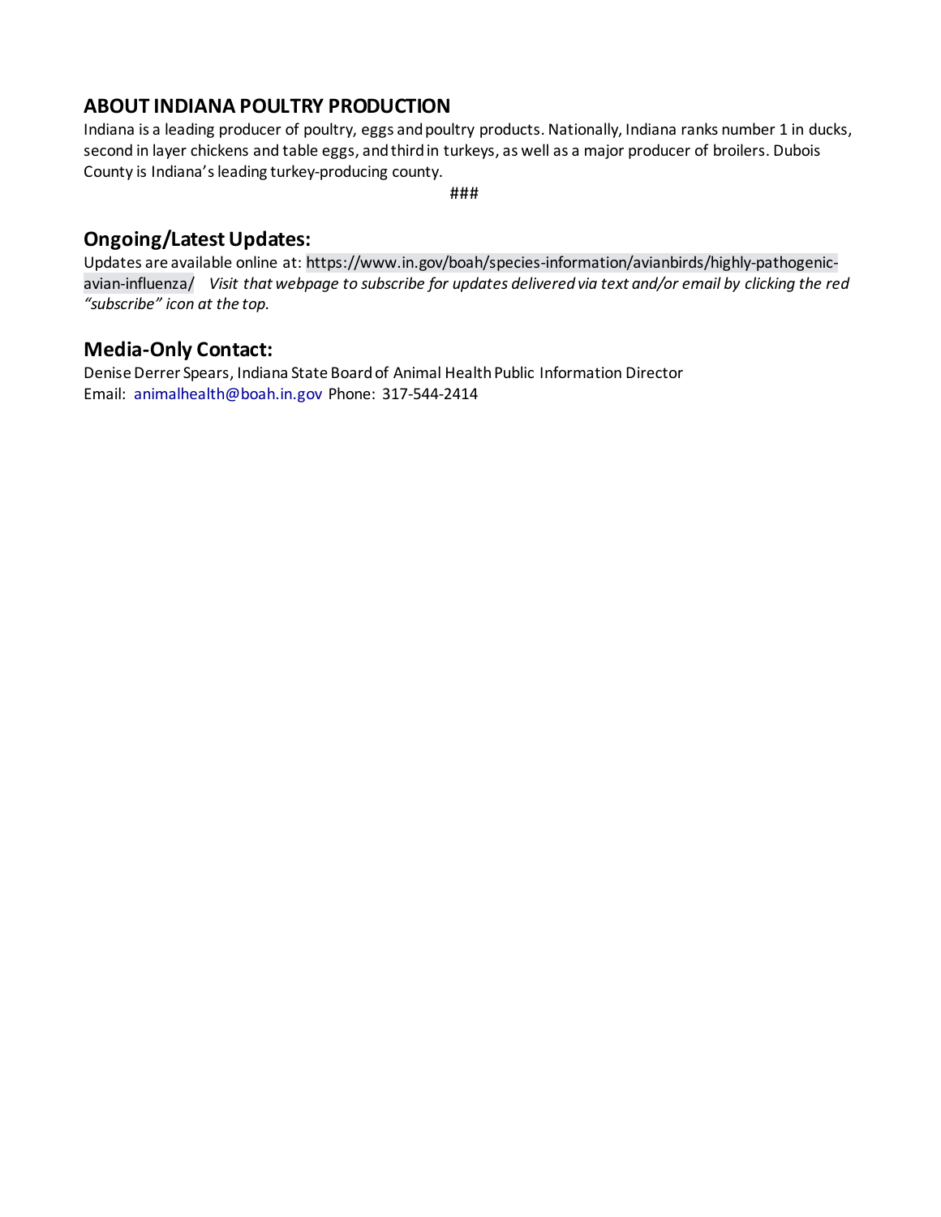## ABOUT INDIANA POULTRY PRODUCTION

Indiana is a leading producer of poultry, eggs and poultry products. Nationally, Indiana ranks number 1 in ducks, second in layer chickens and table eggs, and third in turkeys, as well as a major producer of broilers. Dubois County is Indiana's leading turkey-producing county.

###

## Ongoing/Latest Updates:

Updates are available online at: https://www.in.gov/boah/species-information/avianbirds/highly-pathogenic-avian-influenza/ *Visit that webpage to subscribe for updates delivered via text and/or email by clicking the red "subscribe" icon at the top.*

## Media-Only Contact:

Denise Derrer Spears, Indiana State Board of Animal Health Public Information Director
Email: animalhealth@boah.in.gov Phone: 317-544-2414